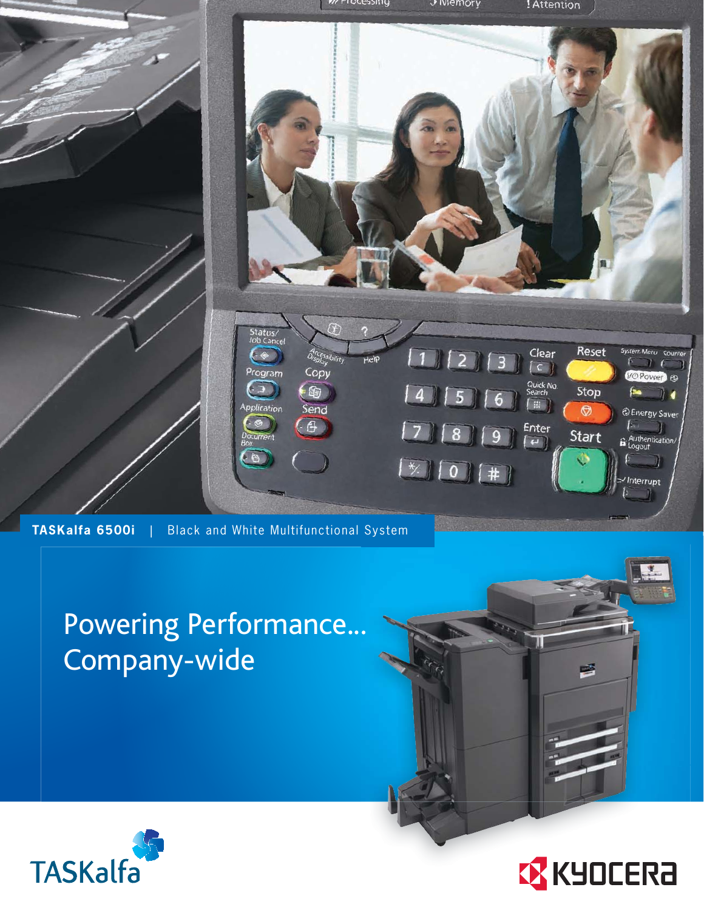**TASKalfa 6500i** | Black and White Multifunctional System

# Powering Performance... Company-wide

TASKalfa

KYOCERA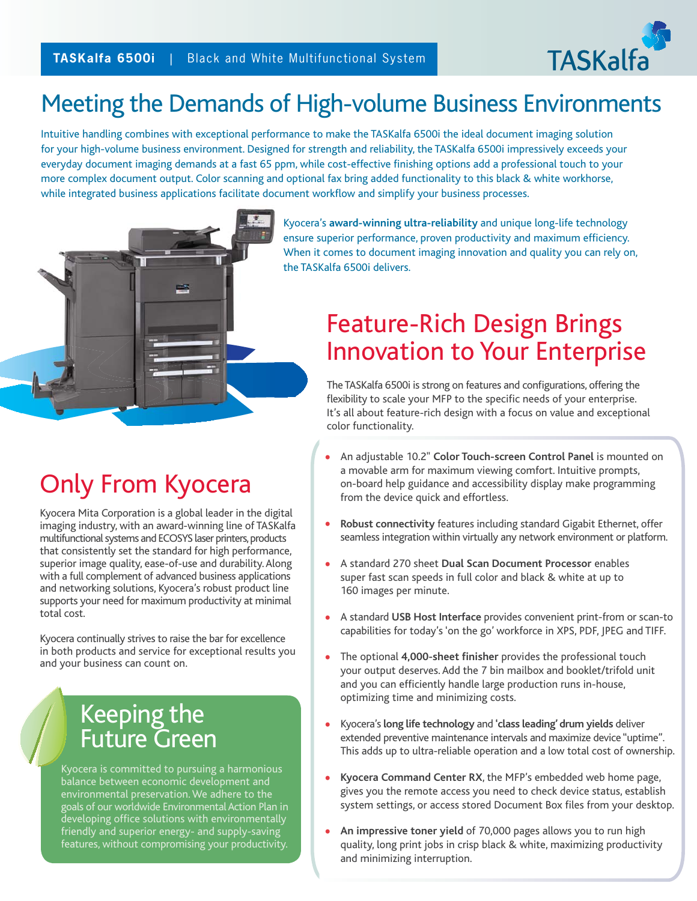TASKalfa 6500i | Black and White Multifunctional System

# Meeting the Demands of High-volume Business Environments

Intuitive handling combines with exceptional performance to make the TASKalfa 6500i the ideal document imaging solution for your high-volume business environment. Designed for strength and reliability, the TASKalfa 6500i impressively exceeds your everyday document imaging demands at a fast 65 ppm, while cost-effective finishing options add a professional touch to your more complex document output. Color scanning and optional fax bring added functionality to this black & white workhorse, while integrated business applications facilitate document workflow and simplify your business processes.

Kyocera's **award-winning ultra-reliability** and unique long-life technology ensure superior performance, proven productivity and maximum efficiency. When it comes to document imaging innovation and quality you can rely on, the TASKalfa 6500i delivers.

## Only From Kyocera

Kyocera Mita Corporation is a global leader in the digital imaging industry, with an award-winning line of TASKalfa multifunctional systems and ECOSYS laser printers, products that consistently set the standard for high performance, superior image quality, ease-of-use and durability. Along with a full complement of advanced business applications and networking solutions, Kyocera's robust product line supports your need for maximum productivity at minimal total cost.

Kyocera continually strives to raise the bar for excellence in both products and service for exceptional results you and your business can count on.

## Keeping the Future Green

Kyocera is committed to pursuing a harmonious balance between economic development and environmental preservation. We adhere to the goals of our worldwide Environmental Action Plan in developing office solutions with environmentally friendly and superior energy- and supply-saving features, without compromising your productivity.

## Feature-Rich Design Brings Innovation to Your Enterprise

The TASKalfa 6500i is strong on features and configurations, offering the flexibility to scale your MFP to the specific needs of your enterprise. It's all about feature-rich design with a focus on value and exceptional color functionality.

- An adjustable 10.2" **Color Touch-screen Control Panel** is mounted on a movable arm for maximum viewing comfort. Intuitive prompts, on-board help guidance and accessibility display make programming from the device quick and effortless.
- **Robust connectivity** features including standard Gigabit Ethernet, offer seamless integration within virtually any network environment or platform.
- A standard 270 sheet **Dual Scan Document Processor** enables super fast scan speeds in full color and black & white at up to 160 images per minute.
- A standard **USB Host Interface** provides convenient print-from or scan-to capabilities for today's 'on the go' workforce in XPS, PDF, JPEG and TIFF.
- The optional **4,000-sheet finisher** provides the professional touch your output deserves. Add the 7 bin mailbox and booklet/trifold unit and you can efficiently handle large production runs in-house, optimizing time and minimizing costs.
- Kyocera's **long life technology** and **'class leading' drum yields** deliver extended preventive maintenance intervals and maximize device "uptime". This adds up to ultra-reliable operation and a low total cost of ownership.
- **Kyocera Command Center RX**, the MFP's embedded web home page, gives you the remote access you need to check device status, establish system settings, or access stored Document Box files from your desktop.
- **An impressive toner yield** of 70,000 pages allows you to run high quality, long print jobs in crisp black & white, maximizing productivity and minimizing interruption.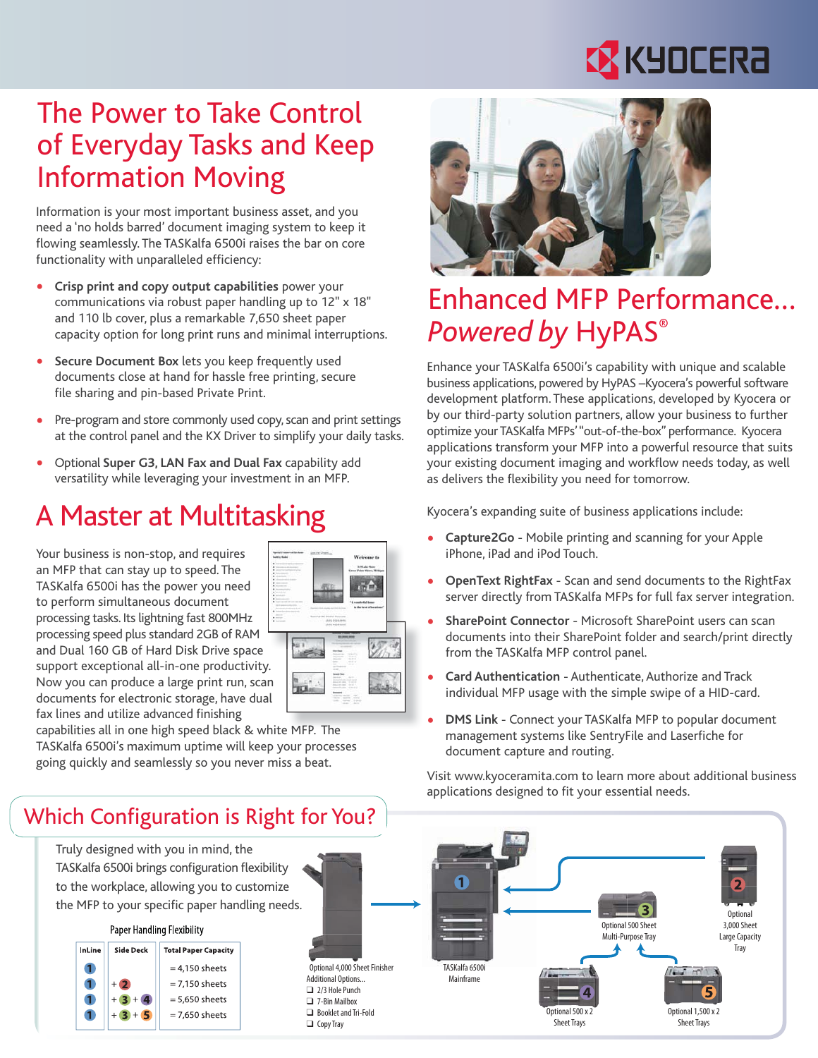# The Power to Take Control of Everyday Tasks and Keep Information Moving

Information is your most important business asset, and you need a 'no holds barred' document imaging system to keep it flowing seamlessly. The TASKalfa 6500i raises the bar on core functionality with unparalleled efficiency:

- **Crisp print and copy output capabilities** power your communications via robust paper handling up to 12" x 18" and 110 lb cover, plus a remarkable 7,650 sheet paper capacity option for long print runs and minimal interruptions.
- **Secure Document Box** lets you keep frequently used documents close at hand for hassle free printing, secure file sharing and pin-based Private Print.
- Pre-program and store commonly used copy, scan and print settings at the control panel and the KX Driver to simplify your daily tasks.
- Optional **Super G3, LAN Fax and Dual Fax** capability add versatility while leveraging your investment in an MFP.

# A Master at Multitasking

Your business is non-stop, and requires an MFP that can stay up to speed. The TASKalfa 6500i has the power you need to perform simultaneous document processing tasks. Its lightning fast 800MHz processing speed plus standard 2GB of RAM and Dual 160 GB of Hard Disk Drive space support exceptional all-in-one productivity. Now you can produce a large print run, scan documents for electronic storage, have dual fax lines and utilize advanced finishing capabilities all in one high speed black & white MFP. The TASKalfa 6500i's maximum uptime will keep your processes going quickly and seamlessly so you never miss a beat.

# Which Configuration is Right for You?

Truly designed with you in mind, the TASKalfa 6500i brings configuration flexibility to the workplace, allowing you to customize the MFP to your specific paper handling needs.

**Paper Handling Flexibility**

| InLine | Side Deck | Total Paper Capacity |
|---|---|---|
| 1 | | = 4,150 sheets |
| 1 | + 2 | = 7,150 sheets |
| 1 | + 3 + 4 | = 5,650 sheets |
| 1 | + 3 + 5 | = 7,650 sheets |

Optional 4,000 Sheet Finisher
Additional Options...
- ❑ 2/3 Hole Punch
- ❑ 7-Bin Mailbox
- ❑ Booklet and Tri-Fold
- ❑ Copy Tray

1 TASKalfa 6500i Mainframe

2 Optional 3,000 Sheet Large Capacity Tray

3 Optional 500 Sheet Multi-Purpose Tray

4 Optional 500 x 2 Sheet Trays

5 Optional 1,500 x 2 Sheet Trays

# Enhanced MFP Performance... *Powered by* HyPAS®

Enhance your TASKalfa 6500i's capability with unique and scalable business applications, powered by HyPAS –Kyocera's powerful software development platform. These applications, developed by Kyocera or by our third-party solution partners, allow your business to further optimize your TASKalfa MFPs' "out-of-the-box" performance. Kyocera applications transform your MFP into a powerful resource that suits your existing document imaging and workflow needs today, as well as delivers the flexibility you need for tomorrow.

Kyocera's expanding suite of business applications include:

- **Capture2Go** - Mobile printing and scanning for your Apple iPhone, iPad and iPod Touch.
- **OpenText RightFax** - Scan and send documents to the RightFax server directly from TASKalfa MFPs for full fax server integration.
- **SharePoint Connector** - Microsoft SharePoint users can scan documents into their SharePoint folder and search/print directly from the TASKalfa MFP control panel.
- **Card Authentication** - Authenticate, Authorize and Track individual MFP usage with the simple swipe of a HID-card.
- **DMS Link** - Connect your TASKalfa MFP to popular document management systems like SentryFile and Laserfiche for document capture and routing.

Visit www.kyoceramita.com to learn more about additional business applications designed to fit your essential needs.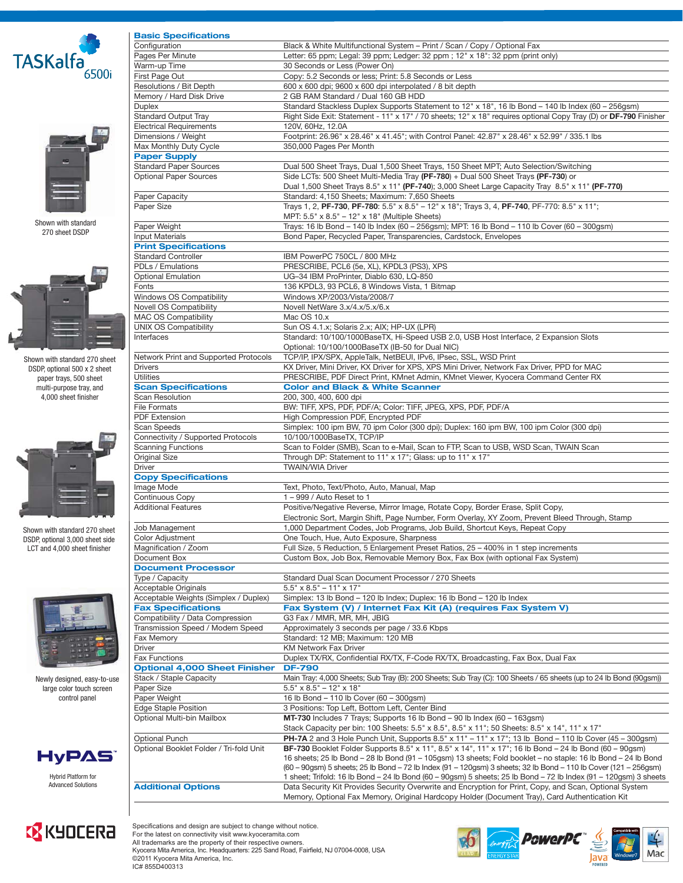TASKalfa 6500i

| | |
|---|---|
| **Basic Specifications** | |
| Configuration | Black & White Multifunctional System – Print / Scan / Copy / Optional Fax |
| Pages Per Minute | Letter: 65 ppm; Legal: 39 ppm; Ledger: 32 ppm ; 12" x 18": 32 ppm (print only) |
| Warm-up Time | 30 Seconds or Less (Power On) |
| First Page Out | Copy: 5.2 Seconds or less; Print: 5.8 Seconds or Less |
| Resolutions / Bit Depth | 600 x 600 dpi; 9600 x 600 dpi interpolated / 8 bit depth |
| Memory / Hard Disk Drive | 2 GB RAM Standard / Dual 160 GB HDD |
| Duplex | Standard Stackless Duplex Supports Statement to 12" x 18", 16 lb Bond – 140 lb Index (60 – 256gsm) |
| Standard Output Tray | Right Side Exit: Statement - 11" x 17" / 70 sheets; 12" x 18" requires optional Copy Tray (D) or **DF-790** Finisher |
| Electrical Requirements | 120V, 60Hz, 12.0A |
| Dimensions / Weight | Footprint: 26.96" x 28.46" x 41.45"; with Control Panel: 42.87" x 28.46" x 52.99" / 335.1 lbs |
| Max Monthly Duty Cycle | 350,000 Pages Per Month |
| **Paper Supply** | |
| Standard Paper Sources | Dual 500 Sheet Trays, Dual 1,500 Sheet Trays, 150 Sheet MPT; Auto Selection/Switching |
| Optional Paper Sources | Side LCTs: 500 Sheet Multi-Media Tray (**PF-780**) + Dual 500 Sheet Trays (**PF-730**) or Dual 1,500 Sheet Trays 8.5" x 11" (**PF-740**); 3,000 Sheet Large Capacity Tray 8.5" x 11" (**PF-770**) |
| Paper Capacity | Standard: 4,150 Sheets; Maximum: 7,650 Sheets |
| Paper Size | Trays 1, 2, **PF-730**, **PF-780**: 5.5" x 8.5" – 12" x 18"; Trays 3, 4, **PF-740**, PF-770: 8.5" x 11"; MPT: 5.5" x 8.5" – 12" x 18" (Multiple Sheets) |
| Paper Weight | Trays: 16 lb Bond – 140 lb Index (60 – 256gsm); MPT: 16 lb Bond – 110 lb Cover (60 – 300gsm) |
| Input Materials | Bond Paper, Recycled Paper, Transparencies, Cardstock, Envelopes |
| **Print Specifications** | |
| Standard Controller | IBM PowerPC 750CL / 800 MHz |
| PDLs / Emulations | PRESCRIBE, PCL6 (5e, XL), KPDL3 (PS3), XPS |
| Optional Emulation | UG–34 IBM ProPrinter, Diablo 630, LQ-850 |
| Fonts | 136 KPDL3, 93 PCL6, 8 Windows Vista, 1 Bitmap |
| Windows OS Compatibility | Windows XP/2003/Vista/2008/7 |
| Novell OS Compatibility | Novell NetWare 3.x/4.x/5.x/6.x |
| MAC OS Compatibility | Mac OS 10.x |
| UNIX OS Compatibility | Sun OS 4.1.x; Solaris 2.x; AIX; HP-UX (LPR) |
| Interfaces | Standard: 10/100/1000BaseTX, Hi-Speed USB 2.0, USB Host Interface, 2 Expansion Slots Optional: 10/100/1000BaseTX (IB-50 for Dual NIC) |
| Network Print and Supported Protocols | TCP/IP, IPX/SPX, AppleTalk, NetBEUI, IPv6, IPsec, SSL, WSD Print |
| Drivers | KX Driver, Mini Driver, KX Driver for XPS, XPS Mini Driver, Network Fax Driver, PPD for MAC |
| Utilities | PRESCRIBE, PDF Direct Print, KMnet Admin, KMnet Viewer, Kyocera Command Center RX |
| **Scan Specifications** | **Color and Black & White Scanner** |
| Scan Resolution | 200, 300, 400, 600 dpi |
| File Formats | BW: TIFF, XPS, PDF, PDF/A; Color: TIFF, JPEG, XPS, PDF, PDF/A |
| PDF Extension | High Compression PDF, Encrypted PDF |
| Scan Speeds | Simplex: 100 ipm BW, 70 ipm Color (300 dpi); Duplex: 160 ipm BW, 100 ipm Color (300 dpi) |
| Connectivity / Supported Protocols | 10/100/1000BaseTX, TCP/IP |
| Scanning Functions | Scan to Folder (SMB), Scan to e-Mail, Scan to FTP, Scan to USB, WSD Scan, TWAIN Scan |
| Original Size | Through DP: Statement to 11" x 17"; Glass: up to 11" x 17" |
| Driver | TWAIN/WIA Driver |
| **Copy Specifications** | |
| Image Mode | Text, Photo, Text/Photo, Auto, Manual, Map |
| Continuous Copy | 1 – 999 / Auto Reset to 1 |
| Additional Features | Positive/Negative Reverse, Mirror Image, Rotate Copy, Border Erase, Split Copy, Electronic Sort, Margin Shift, Page Number, Form Overlay, XY Zoom, Prevent Bleed Through, Stamp |
| Job Management | 1,000 Department Codes, Job Programs, Job Build, Shortcut Keys, Repeat Copy |
| Color Adjustment | One Touch, Hue, Auto Exposure, Sharpness |
| Magnification / Zoom | Full Size, 5 Reduction, 5 Enlargement Preset Ratios, 25 – 400% in 1 step increments |
| Document Box | Custom Box, Job Box, Removable Memory Box, Fax Box (with optional Fax System) |
| **Document Processor** | |
| Type / Capacity | Standard Dual Scan Document Processor / 270 Sheets |
| Acceptable Originals | 5.5" x 8.5" – 11" x 17" |
| Acceptable Weights (Simplex / Duplex) | Simplex: 13 lb Bond – 120 lb Index; Duplex: 16 lb Bond – 120 lb Index |
| **Fax Specifications** | **Fax System (V) / Internet Fax Kit (A) (requires Fax System V)** |
| Compatibility / Data Compression | G3 Fax / MMR, MR, MH, JBIG |
| Transmission Speed / Modem Speed | Approximately 3 seconds per page / 33.6 Kbps |
| Fax Memory | Standard: 12 MB; Maximum: 120 MB |
| Driver | KM Network Fax Driver |
| Fax Functions | Duplex TX/RX, Confidential RX/TX, F-Code RX/TX, Broadcasting, Fax Box, Dual Fax |
| **Optional 4,000 Sheet Finisher** | **DF-790** |
| Stack / Staple Capacity | Main Tray: 4,000 Sheets; Sub Tray (B): 200 Sheets; Sub Tray (C): 100 Sheets / 65 sheets (up to 24 lb Bond (90gsm)) |
| Paper Size | 5.5" x 8.5" – 12" x 18" |
| Paper Weight | 16 lb Bond – 110 lb Cover (60 – 300gsm) |
| Edge Staple Position | 3 Positions: Top Left, Bottom Left, Center Bind |
| Optional Multi-bin Mailbox | **MT-730** Includes 7 Trays; Supports 16 lb Bond – 90 lb Index (60 – 163gsm) Stack Capacity per bin: 100 Sheets: 5.5" x 8.5", 8.5" x 11"; 50 Sheets: 8.5" x 14", 11" x 17" |
| Optional Punch | **PH-7A** 2 and 3 Hole Punch Unit, Supports 8.5" x 11" – 11" x 17"; 13 lb Bond – 110 lb Cover (45 – 300gsm) |
| Optional Booklet Folder / Tri-fold Unit | **BF-730** Booklet Folder Supports 8.5" x 11", 8.5" x 14", 11" x 17"; 16 lb Bond – 24 lb Bond (60 – 90gsm) 16 sheets; 25 lb Bond – 28 lb Bond (91 – 105gsm) 13 sheets; Fold booklet – no staple: 16 lb Bond – 24 lb Bond (60 – 90gsm) 5 sheets; 25 lb Bond – 72 lb Index (91 – 120gsm) 3 sheets; 32 lb Bond – 110 lb Cover (121 – 256gsm) 1 sheet; Trifold: 16 lb Bond – 24 lb Bond (60 – 90gsm) 5 sheets; 25 lb Bond – 72 lb Index (91 – 120gsm) 3 sheets |
| **Additional Options** | Data Security Kit Provides Security Overwrite and Encryption for Print, Copy, and Scan, Optional System Memory, Optional Fax Memory, Original Hardcopy Holder (Document Tray), Card Authentication Kit |

Shown with standard 270 sheet DSDP

Shown with standard 270 sheet DSDP, optional 500 x 2 sheet paper trays, 500 sheet multi-purpose tray, and 4,000 sheet finisher

Shown with standard 270 sheet DSDP, optional 3,000 sheet side LCT and 4,000 sheet finisher

Newly designed, easy-to-use large color touch screen control panel

HyPAS™
Hybrid Platform for Advanced Solutions

KYOCERA

Specifications and design are subject to change without notice.
For the latest on connectivity visit www.kyoceramita.com
All trademarks are the property of their respective owners.
Kyocera Mita America, Inc. Headquarters: 225 Sand Road, Fairfield, NJ 07004-0008, USA
©2011 Kyocera Mita America, Inc.
IC# 855D400313